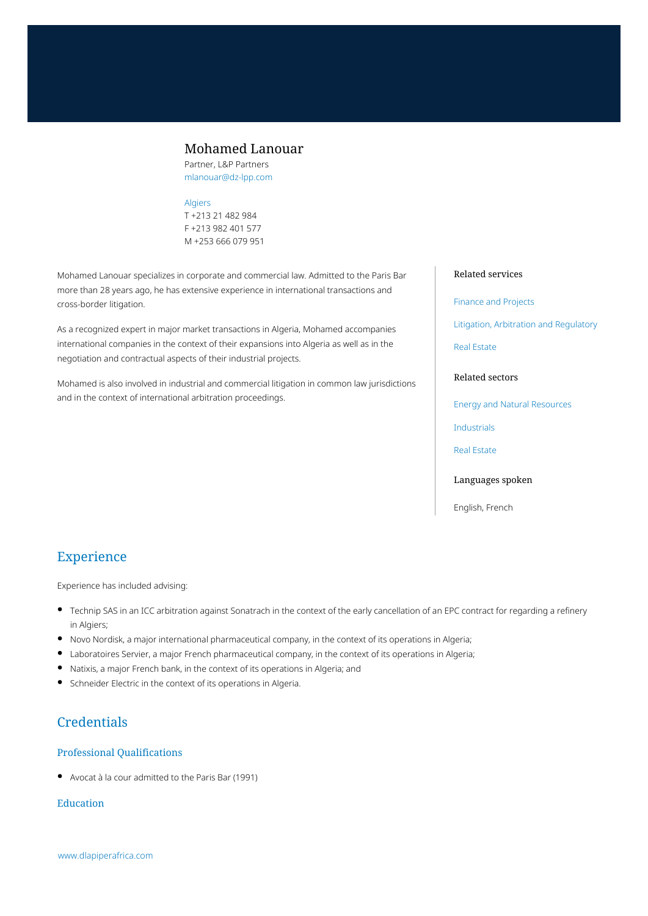# Mohamed Lanouar

Partner, L&P Partners
mlanouar@dz-lpp.com

Algiers
T +213 21 482 984
F +213 982 401 577
M +253 666 079 951

Mohamed Lanouar specializes in corporate and commercial law. Admitted to the Paris Bar more than 28 years ago, he has extensive experience in international transactions and cross-border litigation.

As a recognized expert in major market transactions in Algeria, Mohamed accompanies international companies in the context of their expansions into Algeria as well as in the negotiation and contractual aspects of their industrial projects.

Mohamed is also involved in industrial and commercial litigation in common law jurisdictions and in the context of international arbitration proceedings.

### Related services

Finance and Projects

Litigation, Arbitration and Regulatory

Real Estate

### Related sectors

Energy and Natural Resources

Industrials

Real Estate

### Languages spoken

English, French

## Experience

Experience has included advising:

- Technip SAS in an ICC arbitration against Sonatrach in the context of the early cancellation of an EPC contract for regarding a refinery in Algiers;
- Novo Nordisk, a major international pharmaceutical company, in the context of its operations in Algeria;
- Laboratoires Servier, a major French pharmaceutical company, in the context of its operations in Algeria;
- Natixis, a major French bank, in the context of its operations in Algeria; and
- Schneider Electric in the context of its operations in Algeria.

## Credentials

### Professional Qualifications

- Avocat à la cour admitted to the Paris Bar (1991)

### Education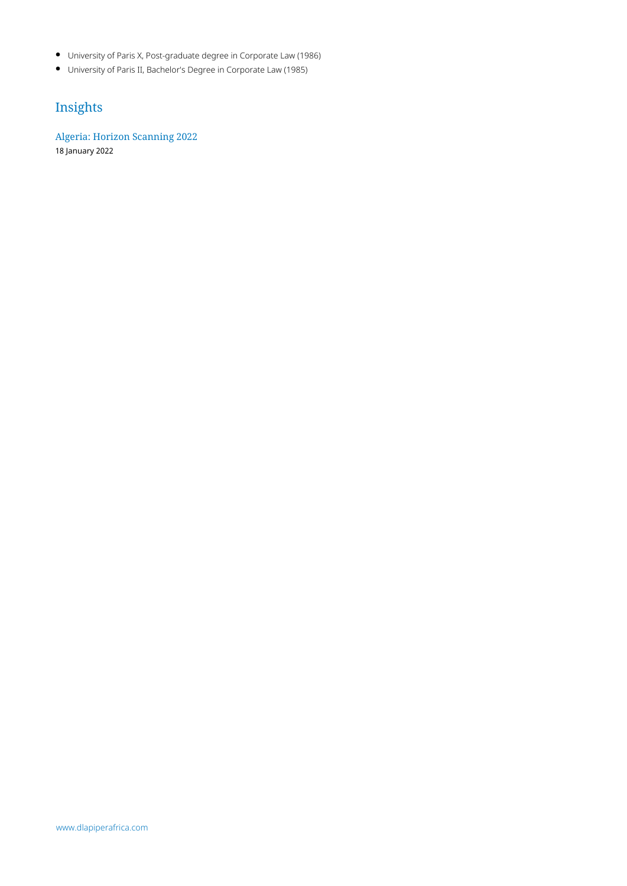- University of Paris X, Post-graduate degree in Corporate Law (1986)
- University of Paris II, Bachelor's Degree in Corporate Law (1985)

## Insights

### Algeria: Horizon Scanning 2022

18 January 2022

www.dlapiperafrica.com